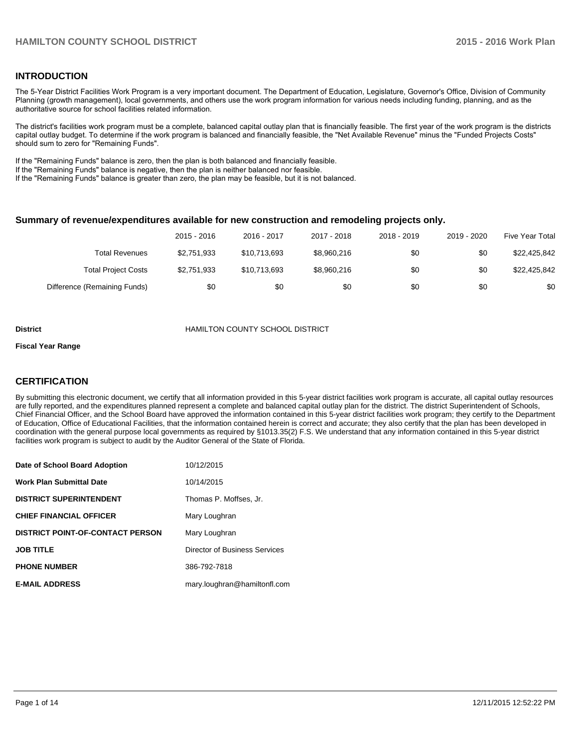## INTRODUCTION

The 5-Year District Facilities Work Program is a very important document. The Department of Education, Legislature, Governor's Office, Division of Community Planning (growth management), local governments, and others use the work program information for various needs including funding, planning, and as the authoritative source for school facilities related information.

The district's facilities work program must be a complete, balanced capital outlay plan that is financially feasible. The first year of the work program is the districts capital outlay budget. To determine if the work program is balanced and financially feasible, the "Net Available Revenue" minus the "Funded Projects Costs" should sum to zero for "Remaining Funds".

If the "Remaining Funds" balance is zero, then the plan is both balanced and financially feasible.
If the "Remaining Funds" balance is negative, then the plan is neither balanced nor feasible.
If the "Remaining Funds" balance is greater than zero, the plan may be feasible, but it is not balanced.

### Summary of revenue/expenditures available for new construction and remodeling projects only.

| | 2015 - 2016 | 2016 - 2017 | 2017 - 2018 | 2018 - 2019 | 2019 - 2020 | Five Year Total |
|---|---|---|---|---|---|---|
| Total Revenues | $2,751,933 | $10,713,693 | $8,960,216 | $0 | $0 | $22,425,842 |
| Total Project Costs | $2,751,933 | $10,713,693 | $8,960,216 | $0 | $0 | $22,425,842 |
| Difference (Remaining Funds) | $0 | $0 | $0 | $0 | $0 | $0 |

| | |
|---|---|
| **District** | HAMILTON COUNTY SCHOOL DISTRICT |
| **Fiscal Year Range** | |

## CERTIFICATION

By submitting this electronic document, we certify that all information provided in this 5-year district facilities work program is accurate, all capital outlay resources are fully reported, and the expenditures planned represent a complete and balanced capital outlay plan for the district. The district Superintendent of Schools, Chief Financial Officer, and the School Board have approved the information contained in this 5-year district facilities work program; they certify to the Department of Education, Office of Educational Facilities, that the information contained herein is correct and accurate; they also certify that the plan has been developed in coordination with the general purpose local governments as required by §1013.35(2) F.S. We understand that any information contained in this 5-year district facilities work program is subject to audit by the Auditor General of the State of Florida.

| | |
|---|---|
| **Date of School Board Adoption** | 10/12/2015 |
| **Work Plan Submittal Date** | 10/14/2015 |
| **DISTRICT SUPERINTENDENT** | Thomas P. Moffses, Jr. |
| **CHIEF FINANCIAL OFFICER** | Mary Loughran |
| **DISTRICT POINT-OF-CONTACT PERSON** | Mary Loughran |
| **JOB TITLE** | Director of Business Services |
| **PHONE NUMBER** | 386-792-7818 |
| **E-MAIL ADDRESS** | mary.loughran@hamiltonfl.com |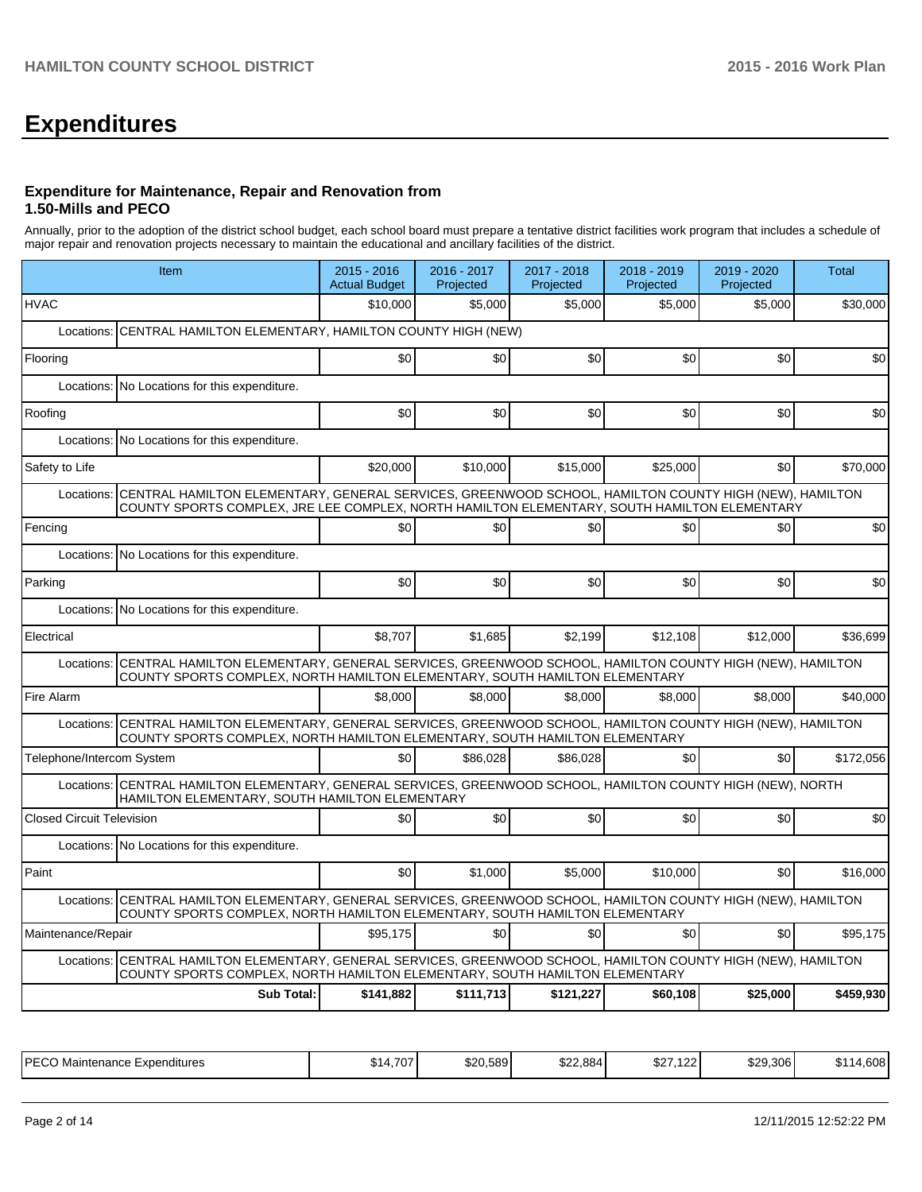# Expenditures

### Expenditure for Maintenance, Repair and Renovation from 1.50-Mills and PECO

Annually, prior to the adoption of the district school budget, each school board must prepare a tentative district facilities work program that includes a schedule of major repair and renovation projects necessary to maintain the educational and ancillary facilities of the district.

| Item | 2015 - 2016 Actual Budget | 2016 - 2017 Projected | 2017 - 2018 Projected | 2018 - 2019 Projected | 2019 - 2020 Projected | Total |
|---|---|---|---|---|---|---|
| HVAC | $10,000 | $5,000 | $5,000 | $5,000 | $5,000 | $30,000 |
| Locations: CENTRAL HAMILTON ELEMENTARY, HAMILTON COUNTY HIGH (NEW) | | | | | | |
| Flooring | $0 | $0 | $0 | $0 | $0 | $0 |
| Locations: No Locations for this expenditure. | | | | | | |
| Roofing | $0 | $0 | $0 | $0 | $0 | $0 |
| Locations: No Locations for this expenditure. | | | | | | |
| Safety to Life | $20,000 | $10,000 | $15,000 | $25,000 | $0 | $70,000 |
| Locations: CENTRAL HAMILTON ELEMENTARY, GENERAL SERVICES, GREENWOOD SCHOOL, HAMILTON COUNTY HIGH (NEW), HAMILTON COUNTY SPORTS COMPLEX, JRE LEE COMPLEX, NORTH HAMILTON ELEMENTARY, SOUTH HAMILTON ELEMENTARY | | | | | | |
| Fencing | $0 | $0 | $0 | $0 | $0 | $0 |
| Locations: No Locations for this expenditure. | | | | | | |
| Parking | $0 | $0 | $0 | $0 | $0 | $0 |
| Locations: No Locations for this expenditure. | | | | | | |
| Electrical | $8,707 | $1,685 | $2,199 | $12,108 | $12,000 | $36,699 |
| Locations: CENTRAL HAMILTON ELEMENTARY, GENERAL SERVICES, GREENWOOD SCHOOL, HAMILTON COUNTY HIGH (NEW), HAMILTON COUNTY SPORTS COMPLEX, NORTH HAMILTON ELEMENTARY, SOUTH HAMILTON ELEMENTARY | | | | | | |
| Fire Alarm | $8,000 | $8,000 | $8,000 | $8,000 | $8,000 | $40,000 |
| Locations: CENTRAL HAMILTON ELEMENTARY, GENERAL SERVICES, GREENWOOD SCHOOL, HAMILTON COUNTY HIGH (NEW), HAMILTON COUNTY SPORTS COMPLEX, NORTH HAMILTON ELEMENTARY, SOUTH HAMILTON ELEMENTARY | | | | | | |
| Telephone/Intercom System | $0 | $86,028 | $86,028 | $0 | $0 | $172,056 |
| Locations: CENTRAL HAMILTON ELEMENTARY, GENERAL SERVICES, GREENWOOD SCHOOL, HAMILTON COUNTY HIGH (NEW), NORTH HAMILTON ELEMENTARY, SOUTH HAMILTON ELEMENTARY | | | | | | |
| Closed Circuit Television | $0 | $0 | $0 | $0 | $0 | $0 |
| Locations: No Locations for this expenditure. | | | | | | |
| Paint | $0 | $1,000 | $5,000 | $10,000 | $0 | $16,000 |
| Locations: CENTRAL HAMILTON ELEMENTARY, GENERAL SERVICES, GREENWOOD SCHOOL, HAMILTON COUNTY HIGH (NEW), HAMILTON COUNTY SPORTS COMPLEX, NORTH HAMILTON ELEMENTARY, SOUTH HAMILTON ELEMENTARY | | | | | | |
| Maintenance/Repair | $95,175 | $0 | $0 | $0 | $0 | $95,175 |
| Locations: CENTRAL HAMILTON ELEMENTARY, GENERAL SERVICES, GREENWOOD SCHOOL, HAMILTON COUNTY HIGH (NEW), HAMILTON COUNTY SPORTS COMPLEX, NORTH HAMILTON ELEMENTARY, SOUTH HAMILTON ELEMENTARY | | | | | | |
| **Sub Total:** | **$141,882** | **$111,713** | **$121,227** | **$60,108** | **$25,000** | **$459,930** |

| | | | | | | |
|---|---|---|---|---|---|---|
| PECO Maintenance Expenditures | $14,707 | $20,589 | $22,884 | $27,122 | $29,306 | $114,608 |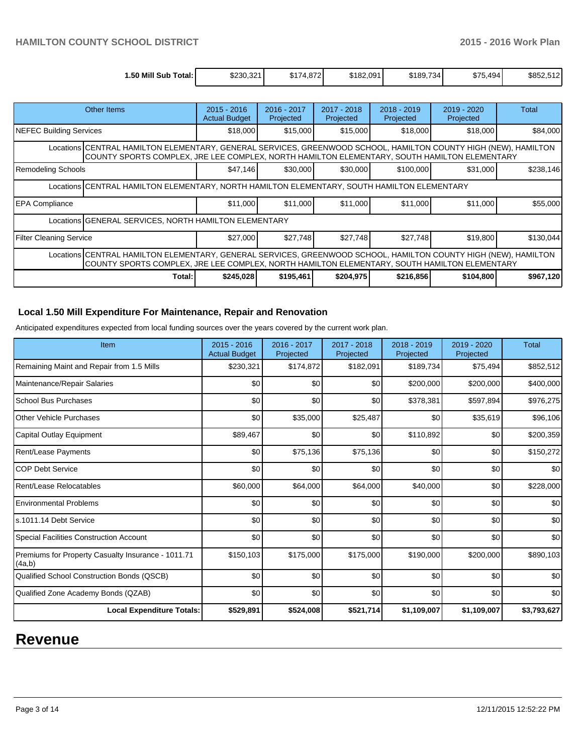| 1.50 Mill Sub Total: | $230,321 | $174,872 | $182,091 | $189,734 | $75,494 | $852,512 |
|---|---|---|---|---|---|---|

| Other Items | 2015 - 2016 Actual Budget | 2016 - 2017 Projected | 2017 - 2018 Projected | 2018 - 2019 Projected | 2019 - 2020 Projected | Total |
|---|---|---|---|---|---|---|
| NEFEC Building Services | $18,000 | $15,000 | $15,000 | $18,000 | $18,000 | $84,000 |
| Locations CENTRAL HAMILTON ELEMENTARY, GENERAL SERVICES, GREENWOOD SCHOOL, HAMILTON COUNTY HIGH (NEW), HAMILTON COUNTY SPORTS COMPLEX, JRE LEE COMPLEX, NORTH HAMILTON ELEMENTARY, SOUTH HAMILTON ELEMENTARY | | | | | | |
| Remodeling Schools | $47,146 | $30,000 | $30,000 | $100,000 | $31,000 | $238,146 |
| Locations CENTRAL HAMILTON ELEMENTARY, NORTH HAMILTON ELEMENTARY, SOUTH HAMILTON ELEMENTARY | | | | | | |
| EPA Compliance | $11,000 | $11,000 | $11,000 | $11,000 | $11,000 | $55,000 |
| Locations GENERAL SERVICES, NORTH HAMILTON ELEMENTARY | | | | | | |
| Filter Cleaning Service | $27,000 | $27,748 | $27,748 | $27,748 | $19,800 | $130,044 |
| Locations CENTRAL HAMILTON ELEMENTARY, GENERAL SERVICES, GREENWOOD SCHOOL, HAMILTON COUNTY HIGH (NEW), HAMILTON COUNTY SPORTS COMPLEX, JRE LEE COMPLEX, NORTH HAMILTON ELEMENTARY, SOUTH HAMILTON ELEMENTARY | | | | | | |
| **Total:** | **$245,028** | **$195,461** | **$204,975** | **$216,856** | **$104,800** | **$967,120** |

### Local 1.50 Mill Expenditure For Maintenance, Repair and Renovation

Anticipated expenditures expected from local funding sources over the years covered by the current work plan.

| Item | 2015 - 2016 Actual Budget | 2016 - 2017 Projected | 2017 - 2018 Projected | 2018 - 2019 Projected | 2019 - 2020 Projected | Total |
|---|---|---|---|---|---|---|
| Remaining Maint and Repair from 1.5 Mills | $230,321 | $174,872 | $182,091 | $189,734 | $75,494 | $852,512 |
| Maintenance/Repair Salaries | $0 | $0 | $0 | $200,000 | $200,000 | $400,000 |
| School Bus Purchases | $0 | $0 | $0 | $378,381 | $597,894 | $976,275 |
| Other Vehicle Purchases | $0 | $35,000 | $25,487 | $0 | $35,619 | $96,106 |
| Capital Outlay Equipment | $89,467 | $0 | $0 | $110,892 | $0 | $200,359 |
| Rent/Lease Payments | $0 | $75,136 | $75,136 | $0 | $0 | $150,272 |
| COP Debt Service | $0 | $0 | $0 | $0 | $0 | $0 |
| Rent/Lease Relocatables | $60,000 | $64,000 | $64,000 | $40,000 | $0 | $228,000 |
| Environmental Problems | $0 | $0 | $0 | $0 | $0 | $0 |
| s.1011.14 Debt Service | $0 | $0 | $0 | $0 | $0 | $0 |
| Special Facilities Construction Account | $0 | $0 | $0 | $0 | $0 | $0 |
| Premiums for Property Casualty Insurance - 1011.71 (4a,b) | $150,103 | $175,000 | $175,000 | $190,000 | $200,000 | $890,103 |
| Qualified School Construction Bonds (QSCB) | $0 | $0 | $0 | $0 | $0 | $0 |
| Qualified Zone Academy Bonds (QZAB) | $0 | $0 | $0 | $0 | $0 | $0 |
| **Local Expenditure Totals:** | **$529,891** | **$524,008** | **$521,714** | **$1,109,007** | **$1,109,007** | **$3,793,627** |

# Revenue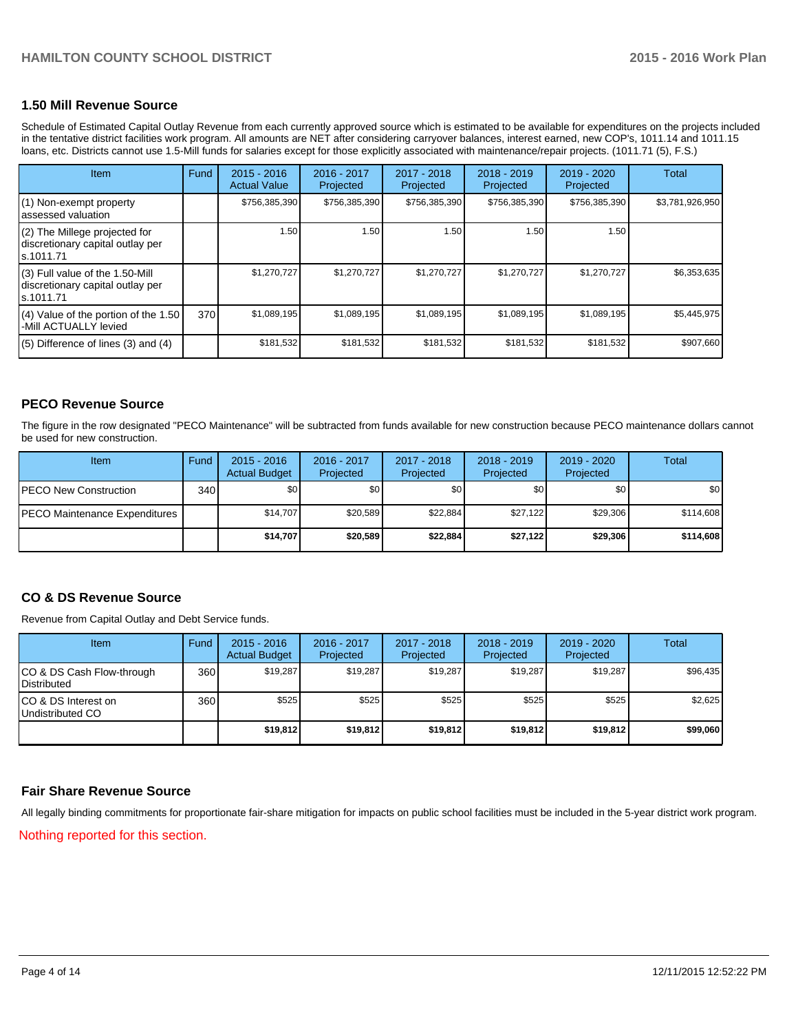## 1.50 Mill Revenue Source

Schedule of Estimated Capital Outlay Revenue from each currently approved source which is estimated to be available for expenditures on the projects included in the tentative district facilities work program. All amounts are NET after considering carryover balances, interest earned, new COP's, 1011.14 and 1011.15 loans, etc. Districts cannot use 1.5-Mill funds for salaries except for those explicitly associated with maintenance/repair projects. (1011.71 (5), F.S.)

| Item | Fund | 2015 - 2016 Actual Value | 2016 - 2017 Projected | 2017 - 2018 Projected | 2018 - 2019 Projected | 2019 - 2020 Projected | Total |
|---|---|---|---|---|---|---|---|
| (1) Non-exempt property assessed valuation | | $756,385,390 | $756,385,390 | $756,385,390 | $756,385,390 | $756,385,390 | $3,781,926,950 |
| (2) The Millege projected for discretionary capital outlay per s.1011.71 | | 1.50 | 1.50 | 1.50 | 1.50 | 1.50 | |
| (3) Full value of the 1.50-Mill discretionary capital outlay per s.1011.71 | | $1,270,727 | $1,270,727 | $1,270,727 | $1,270,727 | $1,270,727 | $6,353,635 |
| (4) Value of the portion of the 1.50 -Mill ACTUALLY levied | 370 | $1,089,195 | $1,089,195 | $1,089,195 | $1,089,195 | $1,089,195 | $5,445,975 |
| (5) Difference of lines (3) and (4) | | $181,532 | $181,532 | $181,532 | $181,532 | $181,532 | $907,660 |

## PECO Revenue Source

The figure in the row designated "PECO Maintenance" will be subtracted from funds available for new construction because PECO maintenance dollars cannot be used for new construction.

| Item | Fund | 2015 - 2016 Actual Budget | 2016 - 2017 Projected | 2017 - 2018 Projected | 2018 - 2019 Projected | 2019 - 2020 Projected | Total |
|---|---|---|---|---|---|---|---|
| PECO New Construction | 340 | $0 | $0 | $0 | $0 | $0 | $0 |
| PECO Maintenance Expenditures | | $14,707 | $20,589 | $22,884 | $27,122 | $29,306 | $114,608 |
| | | **$14,707** | **$20,589** | **$22,884** | **$27,122** | **$29,306** | **$114,608** |

## CO & DS Revenue Source

Revenue from Capital Outlay and Debt Service funds.

| Item | Fund | 2015 - 2016 Actual Budget | 2016 - 2017 Projected | 2017 - 2018 Projected | 2018 - 2019 Projected | 2019 - 2020 Projected | Total |
|---|---|---|---|---|---|---|---|
| CO & DS Cash Flow-through Distributed | 360 | $19,287 | $19,287 | $19,287 | $19,287 | $19,287 | $96,435 |
| CO & DS Interest on Undistributed CO | 360 | $525 | $525 | $525 | $525 | $525 | $2,625 |
| | | **$19,812** | **$19,812** | **$19,812** | **$19,812** | **$19,812** | **$99,060** |

## Fair Share Revenue Source

All legally binding commitments for proportionate fair-share mitigation for impacts on public school facilities must be included in the 5-year district work program.

Nothing reported for this section.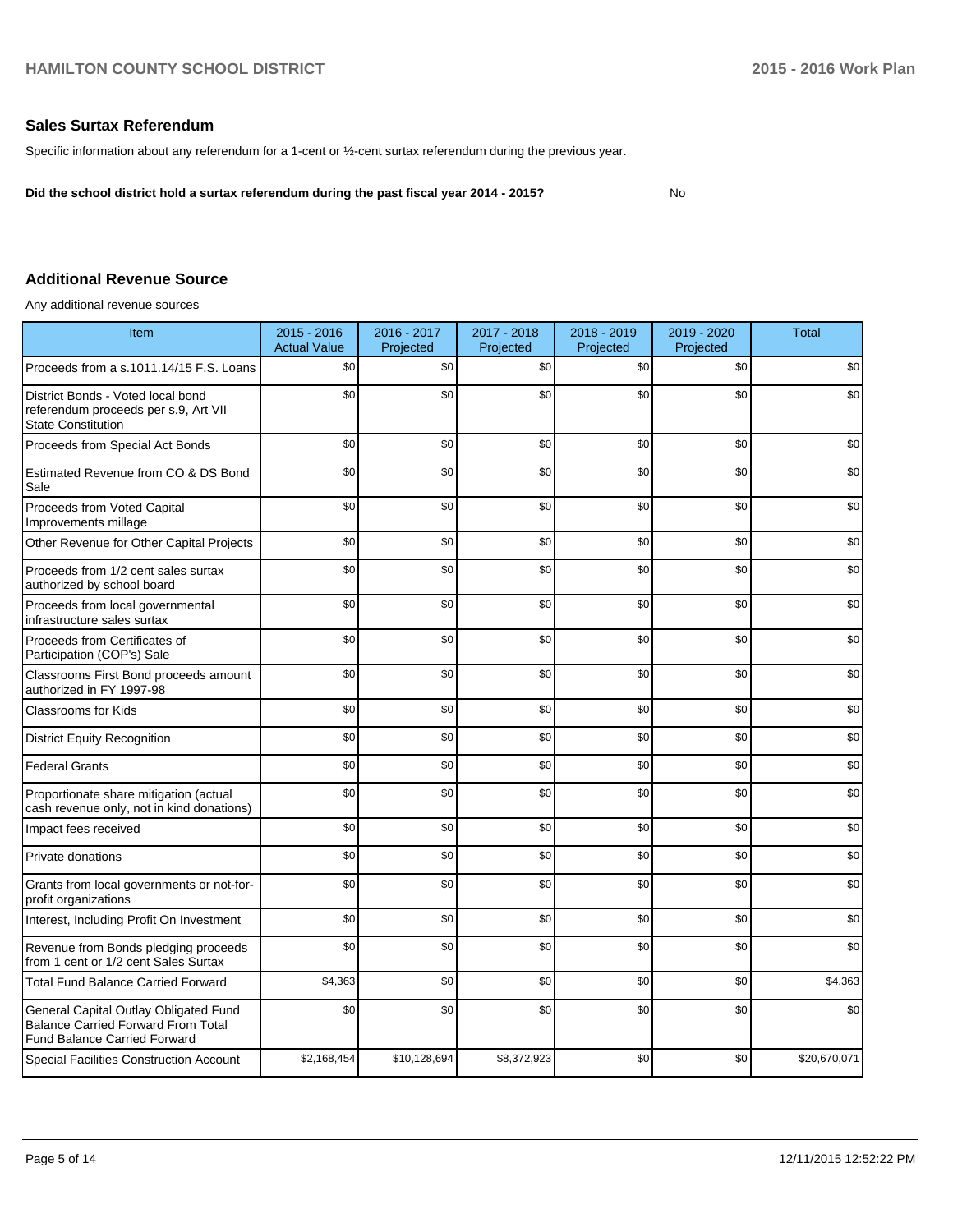## Sales Surtax Referendum

Specific information about any referendum for a 1-cent or ½-cent surtax referendum during the previous year.

**Did the school district hold a surtax referendum during the past fiscal year 2014 - 2015?** No

## Additional Revenue Source

Any additional revenue sources

| Item | 2015 - 2016 Actual Value | 2016 - 2017 Projected | 2017 - 2018 Projected | 2018 - 2019 Projected | 2019 - 2020 Projected | Total |
|---|---|---|---|---|---|---|
| Proceeds from a s.1011.14/15 F.S. Loans | $0 | $0 | $0 | $0 | $0 | $0 |
| District Bonds - Voted local bond referendum proceeds per s.9, Art VII State Constitution | $0 | $0 | $0 | $0 | $0 | $0 |
| Proceeds from Special Act Bonds | $0 | $0 | $0 | $0 | $0 | $0 |
| Estimated Revenue from CO & DS Bond Sale | $0 | $0 | $0 | $0 | $0 | $0 |
| Proceeds from Voted Capital Improvements millage | $0 | $0 | $0 | $0 | $0 | $0 |
| Other Revenue for Other Capital Projects | $0 | $0 | $0 | $0 | $0 | $0 |
| Proceeds from 1/2 cent sales surtax authorized by school board | $0 | $0 | $0 | $0 | $0 | $0 |
| Proceeds from local governmental infrastructure sales surtax | $0 | $0 | $0 | $0 | $0 | $0 |
| Proceeds from Certificates of Participation (COP's) Sale | $0 | $0 | $0 | $0 | $0 | $0 |
| Classrooms First Bond proceeds amount authorized in FY 1997-98 | $0 | $0 | $0 | $0 | $0 | $0 |
| Classrooms for Kids | $0 | $0 | $0 | $0 | $0 | $0 |
| District Equity Recognition | $0 | $0 | $0 | $0 | $0 | $0 |
| Federal Grants | $0 | $0 | $0 | $0 | $0 | $0 |
| Proportionate share mitigation (actual cash revenue only, not in kind donations) | $0 | $0 | $0 | $0 | $0 | $0 |
| Impact fees received | $0 | $0 | $0 | $0 | $0 | $0 |
| Private donations | $0 | $0 | $0 | $0 | $0 | $0 |
| Grants from local governments or not-for-profit organizations | $0 | $0 | $0 | $0 | $0 | $0 |
| Interest, Including Profit On Investment | $0 | $0 | $0 | $0 | $0 | $0 |
| Revenue from Bonds pledging proceeds from 1 cent or 1/2 cent Sales Surtax | $0 | $0 | $0 | $0 | $0 | $0 |
| Total Fund Balance Carried Forward | $4,363 | $0 | $0 | $0 | $0 | $4,363 |
| General Capital Outlay Obligated Fund Balance Carried Forward From Total Fund Balance Carried Forward | $0 | $0 | $0 | $0 | $0 | $0 |
| Special Facilities Construction Account | $2,168,454 | $10,128,694 | $8,372,923 | $0 | $0 | $20,670,071 |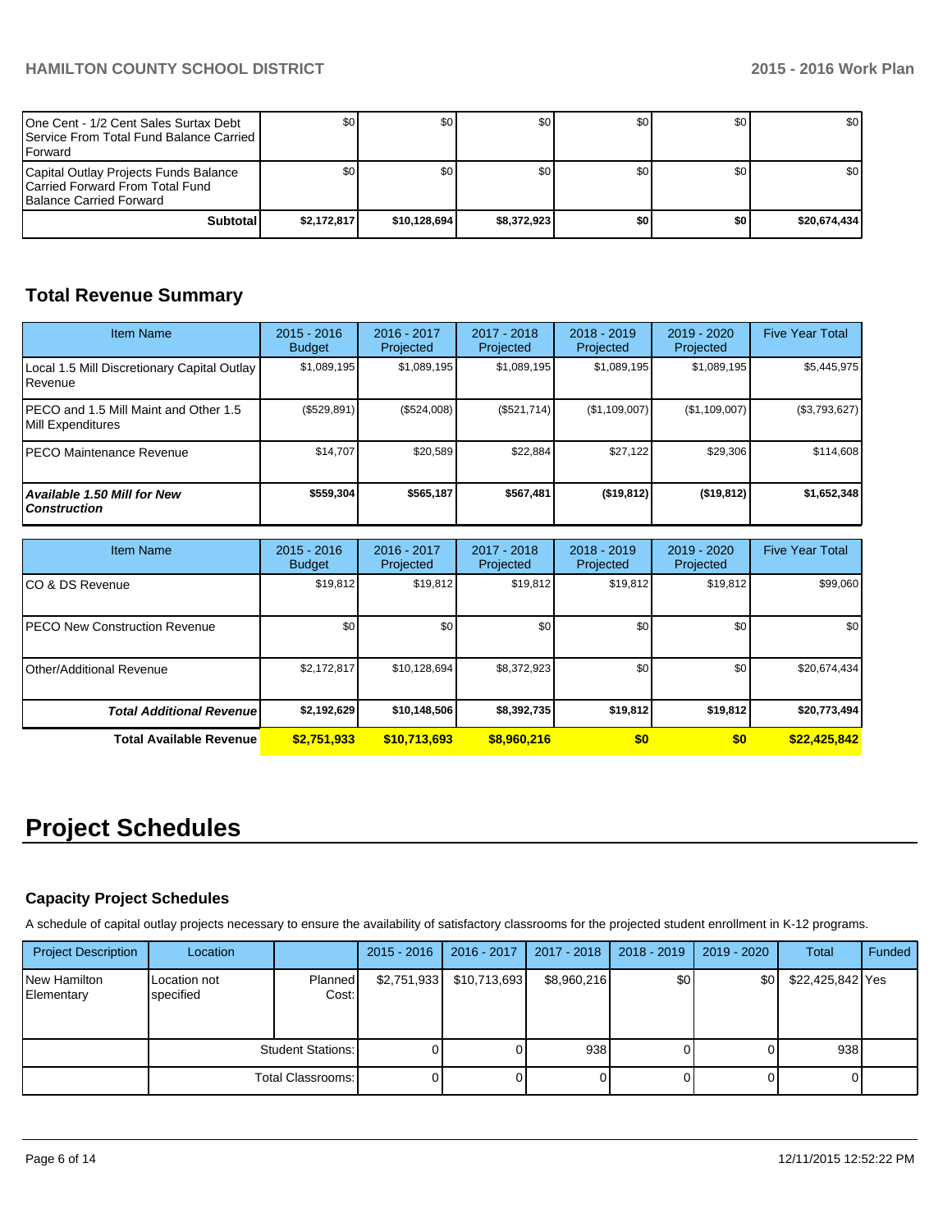| | | | | | | |
|---|---|---|---|---|---|---|
| One Cent - 1/2 Cent Sales Surtax Debt Service From Total Fund Balance Carried Forward | $0 | $0 | $0 | $0 | $0 | $0 |
| Capital Outlay Projects Funds Balance Carried Forward From Total Fund Balance Carried Forward | $0 | $0 | $0 | $0 | $0 | $0 |
| **Subtotal** | **$2,172,817** | **$10,128,694** | **$8,372,923** | **$0** | **$0** | **$20,674,434** |

## Total Revenue Summary

| Item Name | 2015 - 2016 Budget | 2016 - 2017 Projected | 2017 - 2018 Projected | 2018 - 2019 Projected | 2019 - 2020 Projected | Five Year Total |
|---|---|---|---|---|---|---|
| Local 1.5 Mill Discretionary Capital Outlay Revenue | $1,089,195 | $1,089,195 | $1,089,195 | $1,089,195 | $1,089,195 | $5,445,975 |
| PECO and 1.5 Mill Maint and Other 1.5 Mill Expenditures | ($529,891) | ($524,008) | ($521,714) | ($1,109,007) | ($1,109,007) | ($3,793,627) |
| PECO Maintenance Revenue | $14,707 | $20,589 | $22,884 | $27,122 | $29,306 | $114,608 |
| ***Available 1.50 Mill for New Construction*** | **$559,304** | **$565,187** | **$567,481** | **($19,812)** | **($19,812)** | **$1,652,348** |

| Item Name | 2015 - 2016 Budget | 2016 - 2017 Projected | 2017 - 2018 Projected | 2018 - 2019 Projected | 2019 - 2020 Projected | Five Year Total |
|---|---|---|---|---|---|---|
| CO & DS Revenue | $19,812 | $19,812 | $19,812 | $19,812 | $19,812 | $99,060 |
| PECO New Construction Revenue | $0 | $0 | $0 | $0 | $0 | $0 |
| Other/Additional Revenue | $2,172,817 | $10,128,694 | $8,372,923 | $0 | $0 | $20,674,434 |
| ***Total Additional Revenue*** | **$2,192,629** | **$10,148,506** | **$8,392,735** | **$19,812** | **$19,812** | **$20,773,494** |
| **Total Available Revenue** | **$2,751,933** | **$10,713,693** | **$8,960,216** | **$0** | **$0** | **$22,425,842** |

# Project Schedules

### Capacity Project Schedules

A schedule of capital outlay projects necessary to ensure the availability of satisfactory classrooms for the projected student enrollment in K-12 programs.

| Project Description | Location | | 2015 - 2016 | 2016 - 2017 | 2017 - 2018 | 2018 - 2019 | 2019 - 2020 | Total | Funded |
|---|---|---|---|---|---|---|---|---|---|
| New Hamilton Elementary | Location not specified | Planned Cost: | $2,751,933 | $10,713,693 | $8,960,216 | $0 | $0 | $22,425,842 | Yes |
| | | Student Stations: | 0 | 0 | 938 | 0 | 0 | 938 | |
| | | Total Classrooms: | 0 | 0 | 0 | 0 | 0 | 0 | |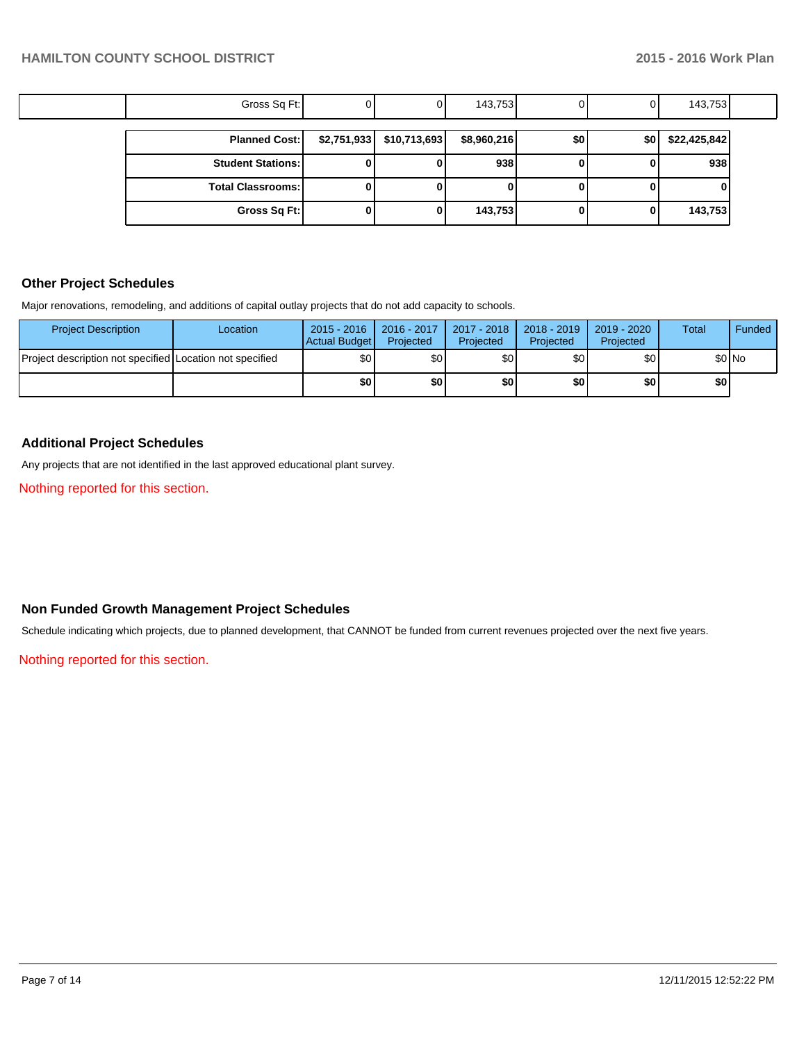| | Gross Sq Ft: | 0 | 0 | 143,753 | 0 | 0 | 143,753 | |
|---|---|---|---|---|---|---|---|---|

| | | | | | | |
|---|---|---|---|---|---|---|
| **Planned Cost:** | **$2,751,933** | **$10,713,693** | **$8,960,216** | **$0** | **$0** | **$22,425,842** |
| **Student Stations:** | **0** | **0** | **938** | **0** | **0** | **938** |
| **Total Classrooms:** | **0** | **0** | **0** | **0** | **0** | **0** |
| **Gross Sq Ft:** | **0** | **0** | **143,753** | **0** | **0** | **143,753** |

## Other Project Schedules

Major renovations, remodeling, and additions of capital outlay projects that do not add capacity to schools.

| Project Description | Location | 2015 - 2016 Actual Budget | 2016 - 2017 Projected | 2017 - 2018 Projected | 2018 - 2019 Projected | 2019 - 2020 Projected | Total | Funded |
|---|---|---|---|---|---|---|---|---|
| Project description not specified | Location not specified | $0 | $0 | $0 | $0 | $0 | $0 | No |
| | | **$0** | **$0** | **$0** | **$0** | **$0** | **$0** | |

## Additional Project Schedules

Any projects that are not identified in the last approved educational plant survey.

Nothing reported for this section.

## Non Funded Growth Management Project Schedules

Schedule indicating which projects, due to planned development, that CANNOT be funded from current revenues projected over the next five years.

Nothing reported for this section.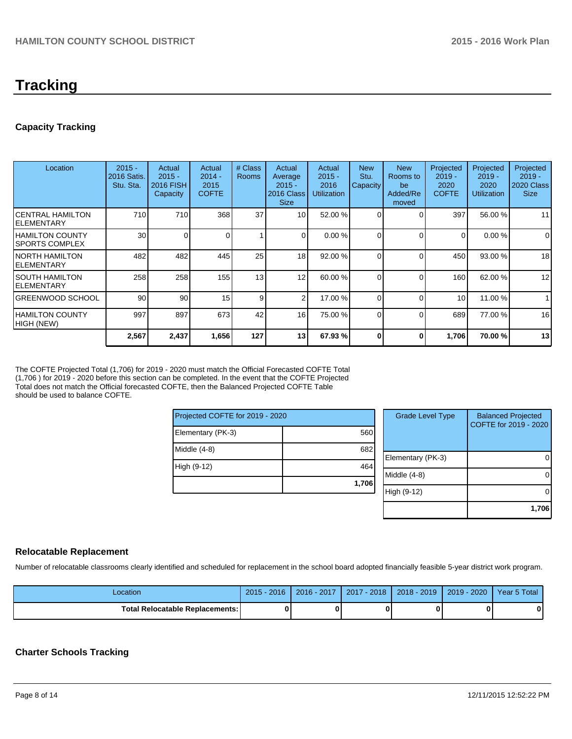# Tracking

## Capacity Tracking

| Location | 2015 - 2016 Satis. Stu. Sta. | Actual 2015 - 2016 FISH Capacity | Actual 2014 - 2015 COFTE | # Class Rooms | Actual Average 2015 - 2016 Class Size | Actual 2015 - 2016 Utilization | New Stu. Capacity | New Rooms to be Added/Removed | Projected 2019 - 2020 COFTE | Projected 2019 - 2020 Utilization | Projected 2019 - 2020 Class Size |
|---|---|---|---|---|---|---|---|---|---|---|---|
| CENTRAL HAMILTON ELEMENTARY | 710 | 710 | 368 | 37 | 10 | 52.00 % | 0 | 0 | 397 | 56.00 % | 11 |
| HAMILTON COUNTY SPORTS COMPLEX | 30 | 0 | 0 | 1 | 0 | 0.00 % | 0 | 0 | 0 | 0.00 % | 0 |
| NORTH HAMILTON ELEMENTARY | 482 | 482 | 445 | 25 | 18 | 92.00 % | 0 | 0 | 450 | 93.00 % | 18 |
| SOUTH HAMILTON ELEMENTARY | 258 | 258 | 155 | 13 | 12 | 60.00 % | 0 | 0 | 160 | 62.00 % | 12 |
| GREENWOOD SCHOOL | 90 | 90 | 15 | 9 | 2 | 17.00 % | 0 | 0 | 10 | 11.00 % | 1 |
| HAMILTON COUNTY HIGH (NEW) | 997 | 897 | 673 | 42 | 16 | 75.00 % | 0 | 0 | 689 | 77.00 % | 16 |
| | **2,567** | **2,437** | **1,656** | **127** | **13** | **67.93 %** | **0** | **0** | **1,706** | **70.00 %** | **13** |

The COFTE Projected Total (1,706) for 2019 - 2020 must match the Official Forecasted COFTE Total (1,706 ) for 2019 - 2020 before this section can be completed. In the event that the COFTE Projected Total does not match the Official forecasted COFTE, then the Balanced Projected COFTE Table should be used to balance COFTE.

| Projected COFTE for 2019 - 2020 | |
|---|---|
| Elementary (PK-3) | 560 |
| Middle (4-8) | 682 |
| High (9-12) | 464 |
| | **1,706** |

| Grade Level Type | Balanced Projected COFTE for 2019 - 2020 |
|---|---|
| Elementary (PK-3) | 0 |
| Middle (4-8) | 0 |
| High (9-12) | 0 |
| | **1,706** |

## Relocatable Replacement

Number of relocatable classrooms clearly identified and scheduled for replacement in the school board adopted financially feasible 5-year district work program.

| Location | 2015 - 2016 | 2016 - 2017 | 2017 - 2018 | 2018 - 2019 | 2019 - 2020 | Year 5 Total |
|---|---|---|---|---|---|---|
| **Total Relocatable Replacements:** | **0** | **0** | **0** | **0** | **0** | **0** |

## Charter Schools Tracking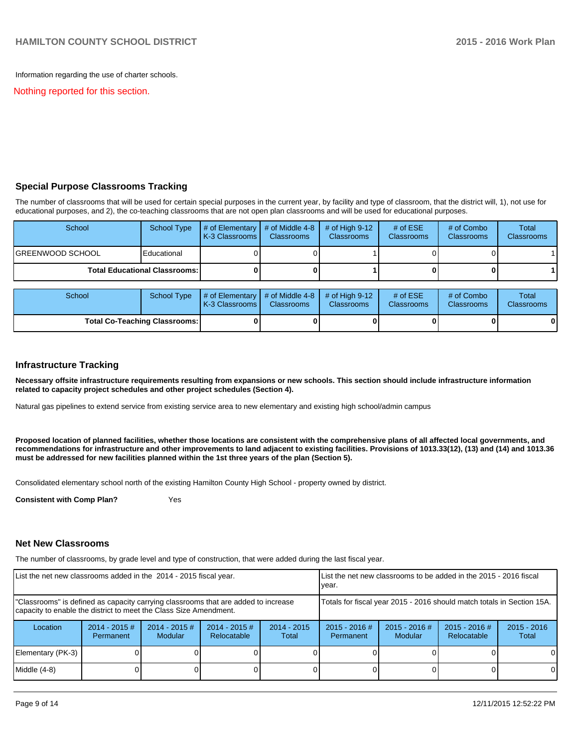Information regarding the use of charter schools.

Nothing reported for this section.

## Special Purpose Classrooms Tracking

The number of classrooms that will be used for certain special purposes in the current year, by facility and type of classroom, that the district will, 1), not use for educational purposes, and 2), the co-teaching classrooms that are not open plan classrooms and will be used for educational purposes.

| School | School Type | # of Elementary K-3 Classrooms | # of Middle 4-8 Classrooms | # of High 9-12 Classrooms | # of ESE Classrooms | # of Combo Classrooms | Total Classrooms |
|---|---|---|---|---|---|---|---|
| GREENWOOD SCHOOL | Educational | 0 | 0 | 1 | 0 | 0 | 1 |
| **Total Educational Classrooms:** | | **0** | **0** | **1** | **0** | **0** | **1** |

| School | School Type | # of Elementary K-3 Classrooms | # of Middle 4-8 Classrooms | # of High 9-12 Classrooms | # of ESE Classrooms | # of Combo Classrooms | Total Classrooms |
|---|---|---|---|---|---|---|---|
| **Total Co-Teaching Classrooms:** | | **0** | **0** | **0** | **0** | **0** | **0** |

## Infrastructure Tracking

**Necessary offsite infrastructure requirements resulting from expansions or new schools. This section should include infrastructure information related to capacity project schedules and other project schedules (Section 4).**

Natural gas pipelines to extend service from existing service area to new elementary and existing high school/admin campus

**Proposed location of planned facilities, whether those locations are consistent with the comprehensive plans of all affected local governments, and recommendations for infrastructure and other improvements to land adjacent to existing facilities. Provisions of 1013.33(12), (13) and (14) and 1013.36 must be addressed for new facilities planned within the 1st three years of the plan (Section 5).**

Consolidated elementary school north of the existing Hamilton County High School - property owned by district.

**Consistent with Comp Plan?** Yes

## Net New Classrooms

The number of classrooms, by grade level and type of construction, that were added during the last fiscal year.

| List the net new classrooms added in the 2014 - 2015 fiscal year. | | | | | List the net new classrooms to be added in the 2015 - 2016 fiscal year. | | | |
|---|---|---|---|---|---|---|---|---|
| "Classrooms" is defined as capacity carrying classrooms that are added to increase capacity to enable the district to meet the Class Size Amendment. | | | | | Totals for fiscal year 2015 - 2016 should match totals in Section 15A. | | | |
| Location | 2014 - 2015 # Permanent | 2014 - 2015 # Modular | 2014 - 2015 # Relocatable | 2014 - 2015 Total | 2015 - 2016 # Permanent | 2015 - 2016 # Modular | 2015 - 2016 # Relocatable | 2015 - 2016 Total |
| Elementary (PK-3) | 0 | 0 | 0 | 0 | 0 | 0 | 0 | 0 |
| Middle (4-8) | 0 | 0 | 0 | 0 | 0 | 0 | 0 | 0 |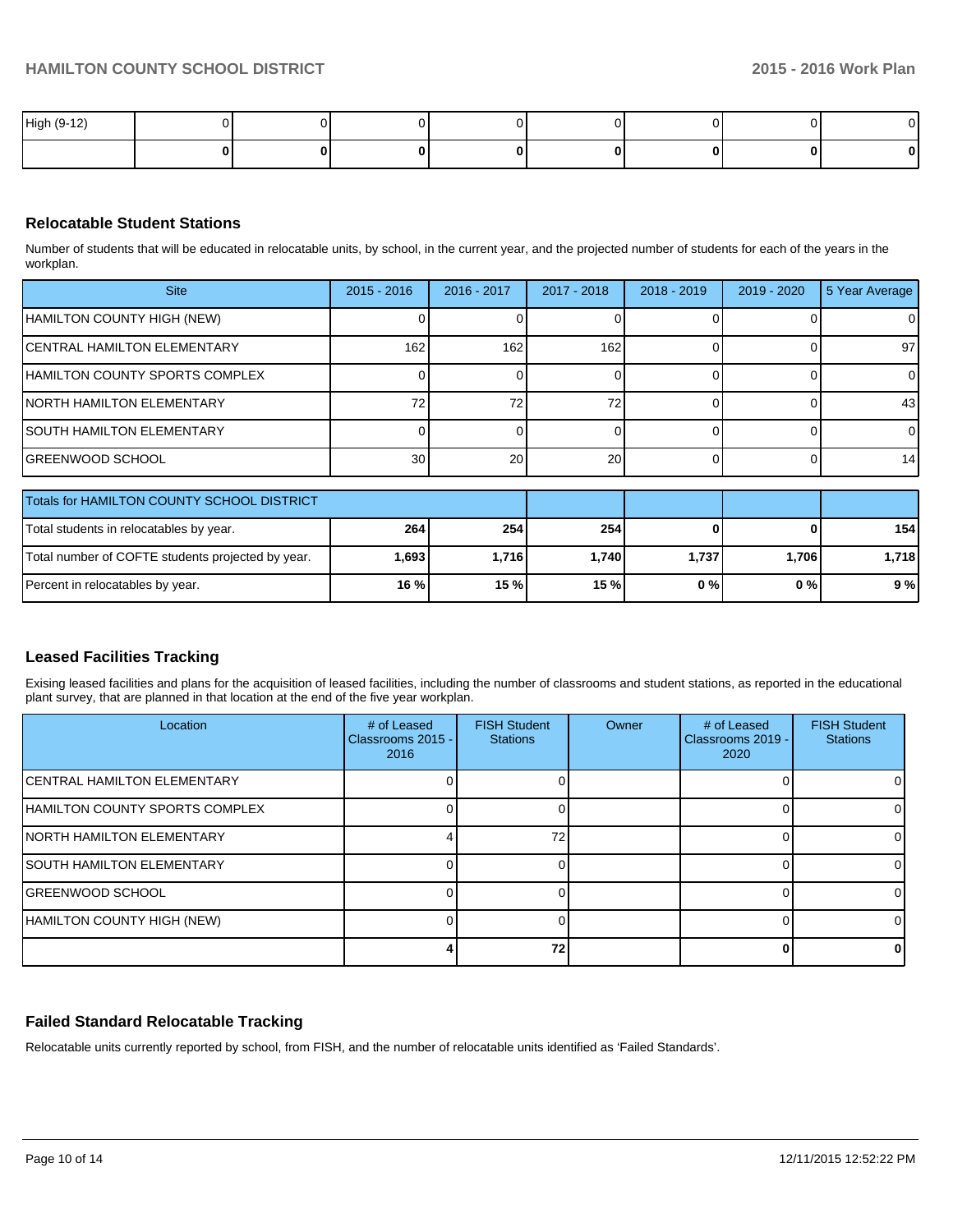| High (9-12) | 0 | 0 | 0 | 0 | 0 | 0 | 0 | 0 |
|---|---|---|---|---|---|---|---|---|
| | **0** | **0** | **0** | **0** | **0** | **0** | **0** | **0** |

## Relocatable Student Stations

Number of students that will be educated in relocatable units, by school, in the current year, and the projected number of students for each of the years in the workplan.

| Site | 2015 - 2016 | 2016 - 2017 | 2017 - 2018 | 2018 - 2019 | 2019 - 2020 | 5 Year Average |
|---|---|---|---|---|---|---|
| HAMILTON COUNTY HIGH (NEW) | 0 | 0 | 0 | 0 | 0 | 0 |
| CENTRAL HAMILTON ELEMENTARY | 162 | 162 | 162 | 0 | 0 | 97 |
| HAMILTON COUNTY SPORTS COMPLEX | 0 | 0 | 0 | 0 | 0 | 0 |
| NORTH HAMILTON ELEMENTARY | 72 | 72 | 72 | 0 | 0 | 43 |
| SOUTH HAMILTON ELEMENTARY | 0 | 0 | 0 | 0 | 0 | 0 |
| GREENWOOD SCHOOL | 30 | 20 | 20 | 0 | 0 | 14 |

| Totals for HAMILTON COUNTY SCHOOL DISTRICT | | | | | | |
|---|---|---|---|---|---|---|
| Total students in relocatables by year. | **264** | **254** | **254** | **0** | **0** | **154** |
| Total number of COFTE students projected by year. | **1,693** | **1,716** | **1,740** | **1,737** | **1,706** | **1,718** |
| Percent in relocatables by year. | **16 %** | **15 %** | **15 %** | **0 %** | **0 %** | **9 %** |

## Leased Facilities Tracking

Exising leased facilities and plans for the acquisition of leased facilities, including the number of classrooms and student stations, as reported in the educational plant survey, that are planned in that location at the end of the five year workplan.

| Location | # of Leased Classrooms 2015 - 2016 | FISH Student Stations | Owner | # of Leased Classrooms 2019 - 2020 | FISH Student Stations |
|---|---|---|---|---|---|
| CENTRAL HAMILTON ELEMENTARY | 0 | 0 | | 0 | 0 |
| HAMILTON COUNTY SPORTS COMPLEX | 0 | 0 | | 0 | 0 |
| NORTH HAMILTON ELEMENTARY | 4 | 72 | | 0 | 0 |
| SOUTH HAMILTON ELEMENTARY | 0 | 0 | | 0 | 0 |
| GREENWOOD SCHOOL | 0 | 0 | | 0 | 0 |
| HAMILTON COUNTY HIGH (NEW) | 0 | 0 | | 0 | 0 |
| | **4** | **72** | | **0** | **0** |

## Failed Standard Relocatable Tracking

Relocatable units currently reported by school, from FISH, and the number of relocatable units identified as 'Failed Standards'.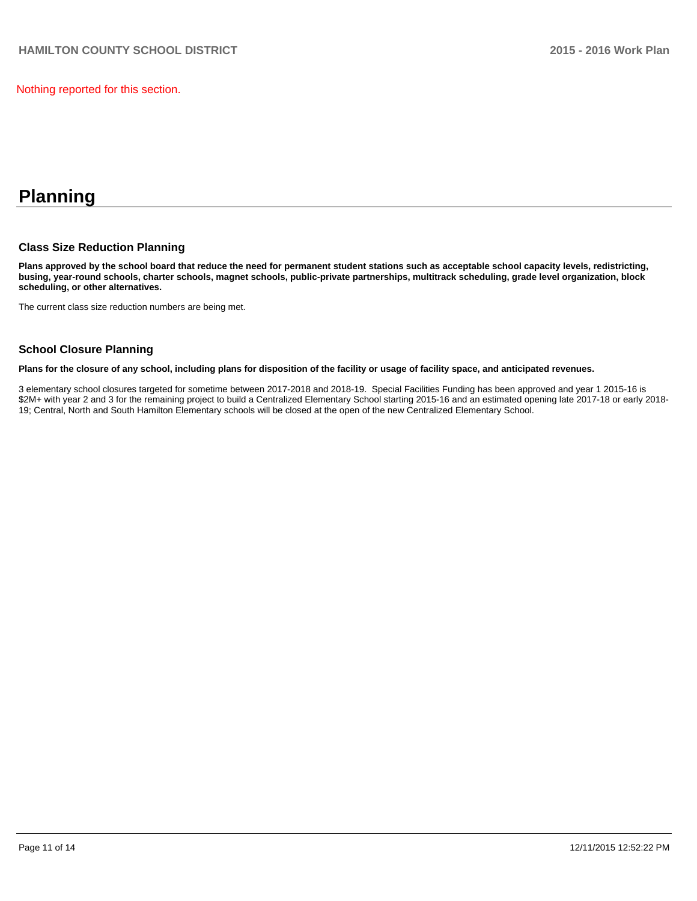Nothing reported for this section.

# Planning

## Class Size Reduction Planning

**Plans approved by the school board that reduce the need for permanent student stations such as acceptable school capacity levels, redistricting, busing, year-round schools, charter schools, magnet schools, public-private partnerships, multitrack scheduling, grade level organization, block scheduling, or other alternatives.**

The current class size reduction numbers are being met.

## School Closure Planning

**Plans for the closure of any school, including plans for disposition of the facility or usage of facility space, and anticipated revenues.**

3 elementary school closures targeted for sometime between 2017-2018 and 2018-19. Special Facilities Funding has been approved and year 1 2015-16 is $2M+ with year 2 and 3 for the remaining project to build a Centralized Elementary School starting 2015-16 and an estimated opening late 2017-18 or early 2018-19; Central, North and South Hamilton Elementary schools will be closed at the open of the new Centralized Elementary School.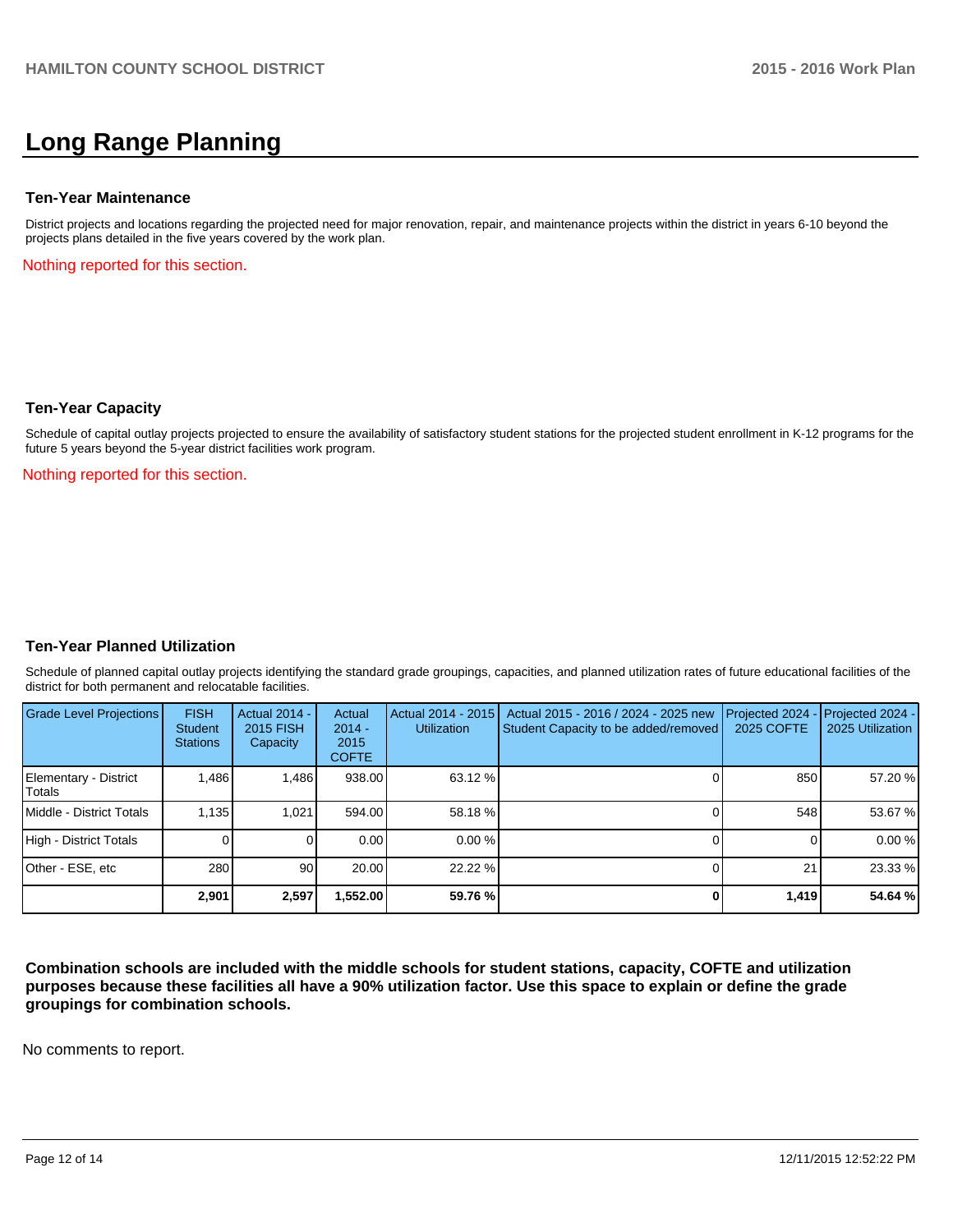# Long Range Planning

### Ten-Year Maintenance

District projects and locations regarding the projected need for major renovation, repair, and maintenance projects within the district in years 6-10 beyond the projects plans detailed in the five years covered by the work plan.

Nothing reported for this section.

### Ten-Year Capacity

Schedule of capital outlay projects projected to ensure the availability of satisfactory student stations for the projected student enrollment in K-12 programs for the future 5 years beyond the 5-year district facilities work program.

Nothing reported for this section.

### Ten-Year Planned Utilization

Schedule of planned capital outlay projects identifying the standard grade groupings, capacities, and planned utilization rates of future educational facilities of the district for both permanent and relocatable facilities.

| Grade Level Projections | FISH Student Stations | Actual 2014 - 2015 FISH Capacity | Actual 2014 - 2015 COFTE | Actual 2014 - 2015 Utilization | Actual 2015 - 2016 / 2024 - 2025 new Student Capacity to be added/removed | Projected 2024 - 2025 COFTE | Projected 2024 - 2025 Utilization |
|---|---|---|---|---|---|---|---|
| Elementary - District Totals | 1,486 | 1,486 | 938.00 | 63.12 % | 0 | 850 | 57.20 % |
| Middle - District Totals | 1,135 | 1,021 | 594.00 | 58.18 % | 0 | 548 | 53.67 % |
| High - District Totals | 0 | 0 | 0.00 | 0.00 % | 0 | 0 | 0.00 % |
| Other - ESE, etc | 280 | 90 | 20.00 | 22.22 % | 0 | 21 | 23.33 % |
| | **2,901** | **2,597** | **1,552.00** | **59.76 %** | **0** | **1,419** | **54.64 %** |

**Combination schools are included with the middle schools for student stations, capacity, COFTE and utilization purposes because these facilities all have a 90% utilization factor. Use this space to explain or define the grade groupings for combination schools.**

No comments to report.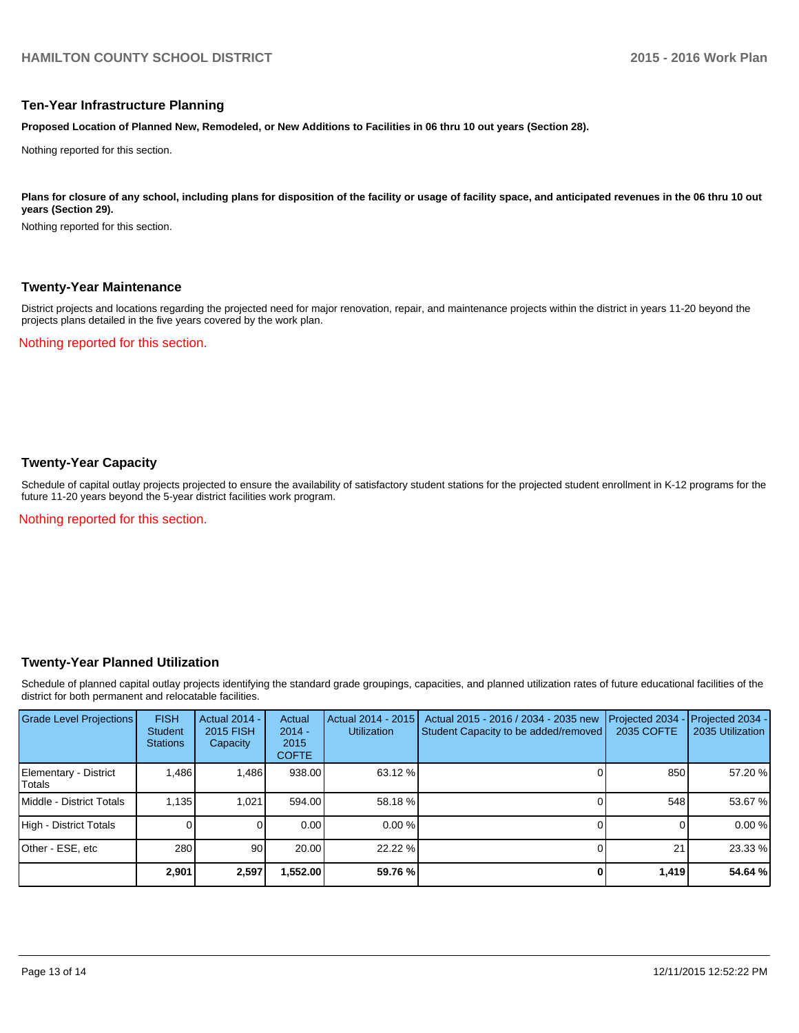## Ten-Year Infrastructure Planning

**Proposed Location of Planned New, Remodeled, or New Additions to Facilities in 06 thru 10 out years (Section 28).**

Nothing reported for this section.

**Plans for closure of any school, including plans for disposition of the facility or usage of facility space, and anticipated revenues in the 06 thru 10 out years (Section 29).**

Nothing reported for this section.

## Twenty-Year Maintenance

District projects and locations regarding the projected need for major renovation, repair, and maintenance projects within the district in years 11-20 beyond the projects plans detailed in the five years covered by the work plan.

Nothing reported for this section.

## Twenty-Year Capacity

Schedule of capital outlay projects projected to ensure the availability of satisfactory student stations for the projected student enrollment in K-12 programs for the future 11-20 years beyond the 5-year district facilities work program.

Nothing reported for this section.

## Twenty-Year Planned Utilization

Schedule of planned capital outlay projects identifying the standard grade groupings, capacities, and planned utilization rates of future educational facilities of the district for both permanent and relocatable facilities.

| Grade Level Projections | FISH Student Stations | Actual 2014 - 2015 FISH Capacity | Actual 2014 - 2015 COFTE | Actual 2014 - 2015 Utilization | Actual 2015 - 2016 / 2034 - 2035 new Student Capacity to be added/removed | Projected 2034 - 2035 COFTE | Projected 2034 - 2035 Utilization |
|---|---|---|---|---|---|---|---|
| Elementary - District Totals | 1,486 | 1,486 | 938.00 | 63.12 % | 0 | 850 | 57.20 % |
| Middle - District Totals | 1,135 | 1,021 | 594.00 | 58.18 % | 0 | 548 | 53.67 % |
| High - District Totals | 0 | 0 | 0.00 | 0.00 % | 0 | 0 | 0.00 % |
| Other - ESE, etc | 280 | 90 | 20.00 | 22.22 % | 0 | 21 | 23.33 % |
| | **2,901** | **2,597** | **1,552.00** | **59.76 %** | **0** | **1,419** | **54.64 %** |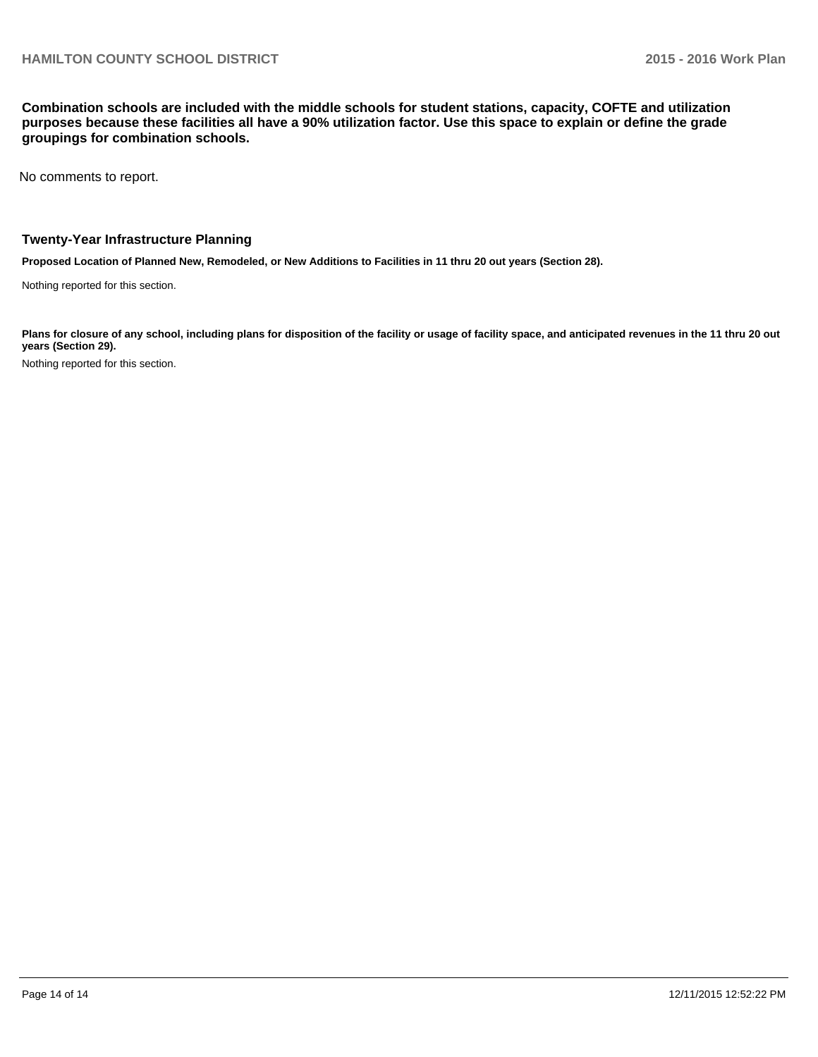**Combination schools are included with the middle schools for student stations, capacity, COFTE and utilization purposes because these facilities all have a 90% utilization factor. Use this space to explain or define the grade groupings for combination schools.**

No comments to report.

## Twenty-Year Infrastructure Planning

**Proposed Location of Planned New, Remodeled, or New Additions to Facilities in 11 thru 20 out years (Section 28).**

Nothing reported for this section.

**Plans for closure of any school, including plans for disposition of the facility or usage of facility space, and anticipated revenues in the 11 thru 20 out years (Section 29).**

Nothing reported for this section.